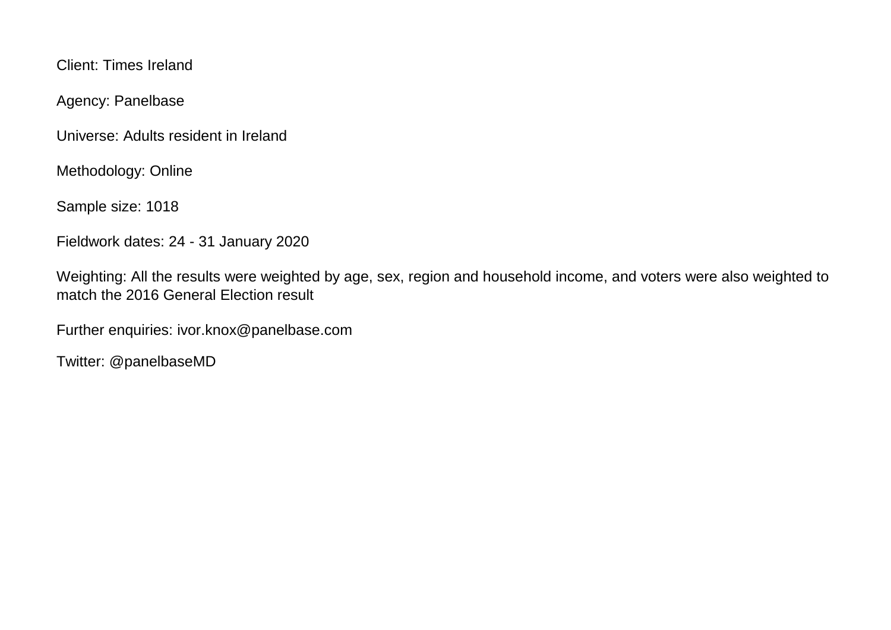Client: Times Ireland

Agency: Panelbase

Universe: Adults resident in Ireland

Methodology: Online

Sample size: 1018

Fieldwork dates: 24 - 31 January 2020

Weighting: All the results were weighted by age, sex, region and household income, and voters were also weighted to match the 2016 General Election result

Further enquiries: ivor.knox@panelbase.com

Twitter: @panelbaseMD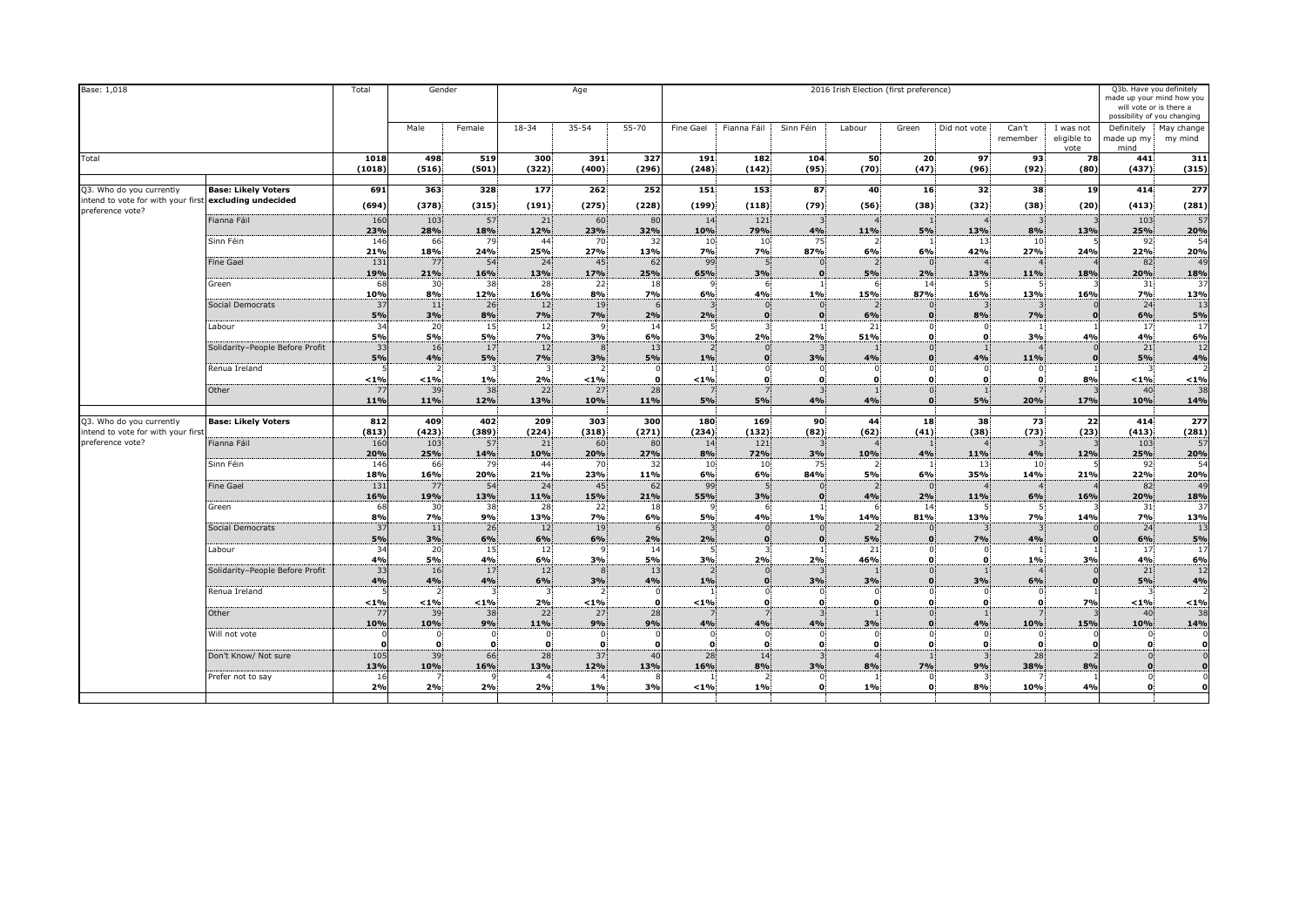| Base: 1,018 | | Total | Gender | | Age | | | 2016 Irish Election (first preference) | | | | | | | | Q3b. Have you definitely made up your mind how you will vote or is there a possibility of your changing | |
|---|---|---|---|---|---|---|---|---|---|---|---|---|---|---|---|---|---|
| | | | Male | Female | 18-34 | 35-54 | 55-70 | Fine Gael | Fianna Fáil | Sinn Féin | Labour | Green | Did not vote | Can't remember | I was not eligible to vote | Definitely made up my mind | May change my mind |
| Total | | 1018 (1018) | 498 (516) | 519 (501) | 300 (322) | 391 (400) | 327 (296) | 191 (248) | 182 (142) | 104 (95) | 50 (70) | 20 (47) | 97 (96) | 93 (92) | 78 (80) | 441 (437) | 311 (315) |
| Q3. Who do you currently intend to vote for with your first preference vote? | **Base: Likely Voters excluding undecided** | 691 (694) | 363 (378) | 328 (315) | 177 (191) | 262 (275) | 252 (228) | 151 (199) | 153 (118) | 87 (79) | 40 (56) | 16 (38) | 32 (32) | 38 (38) | 19 (20) | 414 (413) | 277 (281) |
| | Fianna Fáil | 160 23% | 103 28% | 57 18% | 21 12% | 60 23% | 80 32% | 14 10% | 121 79% | 3 4% | 4 11% | 1 5% | 4 13% | 3 8% | 3 13% | 103 25% | 57 20% |
| | Sinn Féin | 146 21% | 66 18% | 79 24% | 44 25% | 70 27% | 32 13% | 10 7% | 10 7% | 75 87% | 2 6% | 1 6% | 13 42% | 10 27% | 5 24% | 92 22% | 54 20% |
| | Fine Gael | 131 19% | 77 21% | 54 16% | 24 13% | 45 17% | 62 25% | 99 65% | 5 3% | 0 0 | 2 5% | 0 2% | 4 13% | 4 11% | 4 18% | 82 20% | 49 18% |
| | Green | 68 10% | 30 8% | 38 12% | 28 16% | 22 8% | 18 7% | 9 6% | 6 4% | 1 1% | 6 15% | 14 87% | 5 16% | 5 13% | 3 16% | 31 7% | 37 13% |
| | Social Democrats | 37 5% | 11 3% | 26 8% | 12 7% | 19 7% | 6 2% | 3 2% | 0 0 | 0 0 | 2 6% | 0 0 | 3 8% | 3 7% | 0 0 | 24 6% | 13 5% |
| | Labour | 34 5% | 20 5% | 15 5% | 12 7% | 9 3% | 14 6% | 5 3% | 3 2% | 1 2% | 21 51% | 0 0 | 0 0 | 1 3% | 1 4% | 17 4% | 17 6% |
| | Solidarity–People Before Profit | 33 5% | 16 4% | 17 5% | 12 7% | 8 3% | 13 5% | 2 1% | 0 0 | 3 3% | 1 4% | 0 0 | 1 4% | 4 11% | 0 0 | 21 5% | 12 4% |
| | Renua Ireland | 5 <1% | 2 <1% | 3 1% | 3 2% | 2 <1% | 0 0 | 1 <1% | 0 0 | 0 0 | 0 0 | 0 0 | 0 0 | 0 0 | 1 8% | 3 <1% | 2 <1% |
| | Other | 77 11% | 39 11% | 38 12% | 22 13% | 27 10% | 28 11% | 7 5% | 7 5% | 3 4% | 1 4% | 0 0 | 1 5% | 7 20% | 3 17% | 40 10% | 38 14% |
| Q3. Who do you currently intend to vote for with your first preference vote? | **Base: Likely Voters** | 812 (813) | 409 (423) | 402 (389) | 209 (224) | 303 (318) | 300 (271) | 180 (234) | 169 (132) | 90 (82) | 44 (62) | 18 (41) | 38 (38) | 73 (73) | 22 (23) | 414 (413) | 277 (281) |
| | Fianna Fáil | 160 20% | 103 25% | 57 14% | 21 10% | 60 20% | 80 27% | 14 8% | 121 72% | 3 3% | 4 10% | 1 4% | 4 11% | 3 4% | 3 12% | 103 25% | 57 20% |
| | Sinn Féin | 146 18% | 66 16% | 79 20% | 44 21% | 70 23% | 32 11% | 10 6% | 10 6% | 75 84% | 2 5% | 1 6% | 13 35% | 10 14% | 5 21% | 92 22% | 54 20% |
| | Fine Gael | 131 16% | 77 19% | 54 13% | 24 11% | 45 15% | 62 21% | 99 55% | 5 3% | 0 0 | 2 4% | 0 2% | 4 11% | 4 6% | 4 16% | 82 20% | 49 18% |
| | Green | 68 8% | 30 7% | 38 9% | 28 13% | 22 7% | 18 6% | 9 5% | 6 4% | 1 1% | 6 14% | 14 81% | 5 13% | 5 7% | 3 14% | 31 7% | 37 13% |
| | Social Democrats | 37 5% | 11 3% | 26 6% | 12 6% | 19 6% | 6 2% | 3 2% | 0 0 | 0 0 | 2 5% | 0 0 | 3 7% | 3 4% | 0 0 | 24 6% | 13 5% |
| | Labour | 34 4% | 20 5% | 15 4% | 12 6% | 9 3% | 14 5% | 5 3% | 3 2% | 1 2% | 21 46% | 0 0 | 0 0 | 1 1% | 1 3% | 17 4% | 17 6% |
| | Solidarity–People Before Profit | 33 4% | 16 4% | 17 4% | 12 6% | 8 3% | 13 4% | 2 1% | 0 0 | 3 3% | 1 3% | 0 0 | 1 3% | 4 6% | 0 0 | 21 5% | 12 4% |
| | Renua Ireland | 5 <1% | 2 <1% | 3 <1% | 3 2% | 2 <1% | 0 0 | 1 <1% | 0 0 | 0 0 | 0 0 | 0 0 | 0 0 | 0 0 | 1 7% | 3 <1% | 2 <1% |
| | Other | 77 10% | 39 10% | 38 9% | 22 11% | 27 9% | 28 9% | 7 4% | 7 4% | 3 4% | 1 3% | 0 0 | 1 4% | 7 10% | 3 15% | 40 10% | 38 14% |
| | Will not vote | 0 0 | 0 0 | 0 0 | 0 0 | 0 0 | 0 0 | 0 0 | 0 0 | 0 0 | 0 0 | 0 0 | 0 0 | 0 0 | 0 0 | 0 0 | 0 0 |
| | Don't Know/ Not sure | 105 13% | 39 10% | 66 16% | 28 13% | 37 12% | 40 13% | 28 16% | 14 8% | 3 3% | 4 8% | 1 7% | 3 9% | 28 38% | 2 8% | 0 0 | 0 0 |
| | Prefer not to say | 16 2% | 7 2% | 9 2% | 4 2% | 4 1% | 8 3% | 1 <1% | 2 1% | 0 0 | 1 1% | 0 0 | 3 8% | 7 10% | 1 4% | 0 0 | 0 0 |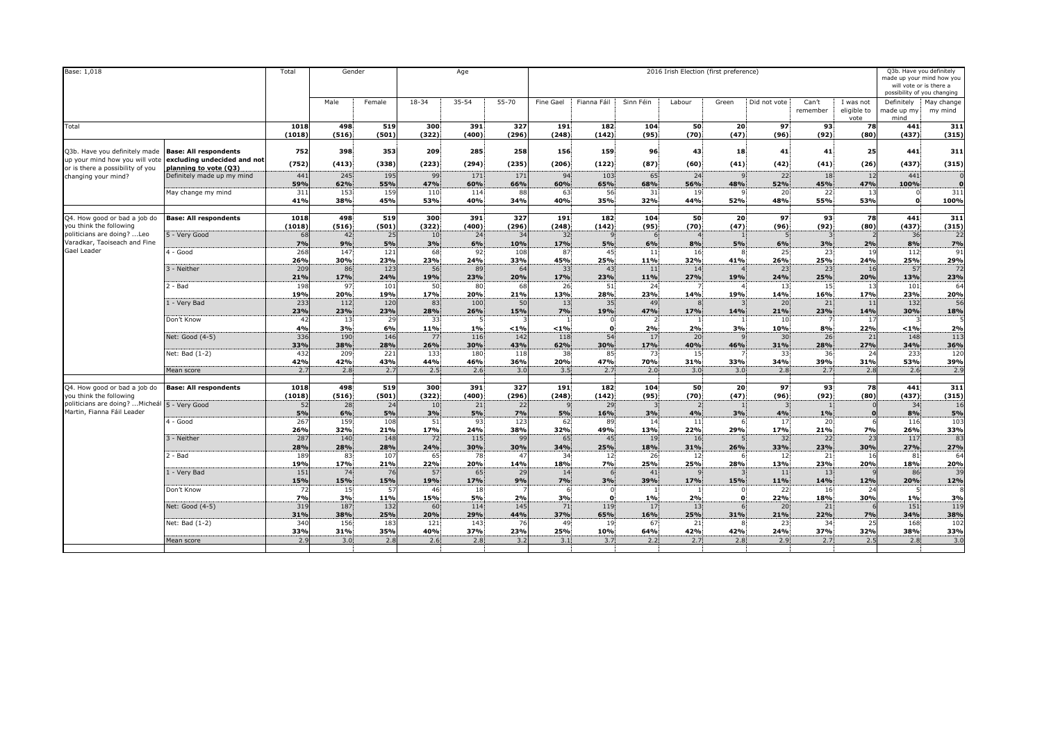| Base: 1,018 | | Total | Gender | | Age | | | 2016 Irish Election (first preference) | | | | | | | | Q3b. Have you definitely made up your mind how you will vote or is there a possibility of you changing | |
|---|---|---|---|---|---|---|---|---|---|---|---|---|---|---|---|---|---|
| | | | Male | Female | 18-34 | 35-54 | 55-70 | Fine Gael | Fianna Fáil | Sinn Féin | Labour | Green | Did not vote | Can't remember | I was not eligible to vote | Definitely made up my mind | May change my mind |
| Total | | **1018** **(1018)** | **498** **(516)** | **519** **(501)** | **300** **(322)** | **391** **(400)** | **327** **(296)** | **191** **(248)** | **182** **(142)** | **104** **(95)** | **50** **(70)** | **20** **(47)** | **97** **(96)** | **93** **(92)** | **78** **(80)** | **441** **(437)** | **311** **(315)** |
| Q3b. Have you definitely made up your mind how you will vote or is there a possibility of you changing your mind? | **Base: All respondents excluding undecided and not planning to vote (Q3)** | **752** **(752)** | **398** **(413)** | **353** **(338)** | **209** **(223)** | **285** **(294)** | **258** **(235)** | **156** **(206)** | **159** **(122)** | **96** **(87)** | **43** **(60)** | **18** **(41)** | **41** **(42)** | **41** **(41)** | **25** **(26)** | **441** **(437)** | **311** **(315)** |
| | Definitely made up my mind | 441 **59%** | 245 **62%** | 195 **55%** | 99 **47%** | 171 **60%** | 171 **66%** | 94 **60%** | 103 **65%** | 65 **68%** | 24 **56%** | 9 **48%** | 22 **52%** | 18 **45%** | 12 **47%** | 441 **100%** | 0 **0** |
| | May change my mind | 311 **41%** | 153 **38%** | 159 **45%** | 110 **53%** | 114 **40%** | 88 **34%** | 63 **40%** | 56 **35%** | 31 **32%** | 19 **44%** | 9 **52%** | 20 **48%** | 22 **55%** | 13 **53%** | 0 **0** | 311 **100%** |
| Q4. How good or bad a job do you think the following politicians are doing? ...Leo Varadkar, Taoiseach and Fine Gael Leader | **Base: All respondents** | **1018** **(1018)** | **498** **(516)** | **519** **(501)** | **300** **(322)** | **391** **(400)** | **327** **(296)** | **191** **(248)** | **182** **(142)** | **104** **(95)** | **50** **(70)** | **20** **(47)** | **97** **(96)** | **93** **(92)** | **78** **(80)** | **441** **(437)** | **311** **(315)** |
| | 5 - Very Good | 68 **7%** | 42 **9%** | 25 **5%** | 10 **3%** | 24 **6%** | 34 **10%** | 32 **17%** | 9 **5%** | 6 **6%** | 4 **8%** | 1 **5%** | 5 **6%** | 3 **3%** | 2 **2%** | 36 **8%** | 22 **7%** |
| | 4 - Good | 268 **26%** | 147 **30%** | 121 **23%** | 68 **23%** | 92 **24%** | 108 **33%** | 87 **45%** | 45 **25%** | 11 **11%** | 16 **32%** | 8 **41%** | 25 **26%** | 23 **25%** | 19 **24%** | 112 **25%** | 91 **29%** |
| | 3 - Neither | 209 **21%** | 86 **17%** | 123 **24%** | 56 **19%** | 89 **23%** | 64 **20%** | 33 **17%** | 43 **23%** | 11 **11%** | 14 **27%** | 4 **19%** | 23 **24%** | 23 **25%** | 16 **20%** | 57 **13%** | 72 **23%** |
| | 2 - Bad | 198 **19%** | 97 **20%** | 101 **19%** | 50 **17%** | 80 **20%** | 68 **21%** | 26 **13%** | 51 **28%** | 24 **23%** | 7 **14%** | 4 **19%** | 13 **14%** | 15 **16%** | 13 **17%** | 101 **23%** | 64 **20%** |
| | 1 - Very Bad | 233 **23%** | 112 **23%** | 120 **23%** | 83 **28%** | 100 **26%** | 50 **15%** | 13 **7%** | 35 **19%** | 49 **47%** | 8 **17%** | 3 **14%** | 20 **21%** | 21 **23%** | 11 **14%** | 132 **30%** | 56 **18%** |
| | Don't Know | 42 **4%** | 13 **3%** | 29 **6%** | 33 **11%** | 5 **1%** | 3 **<1%** | 1 **<1%** | 0 **0** | 2 **2%** | 1 **2%** | 1 **3%** | 10 **10%** | 7 **8%** | 17 **22%** | 3 **<1%** | 5 **2%** |
| | Net: Good (4-5) | 336 **33%** | 190 **38%** | 146 **28%** | 77 **26%** | 116 **30%** | 142 **43%** | 118 **62%** | 54 **30%** | 17 **17%** | 20 **40%** | 9 **46%** | 30 **31%** | 26 **28%** | 21 **27%** | 148 **34%** | 113 **36%** |
| | Net: Bad (1-2) | 432 **42%** | 209 **42%** | 221 **43%** | 133 **44%** | 180 **46%** | 118 **36%** | 38 **20%** | 85 **47%** | 73 **70%** | 15 **31%** | 7 **33%** | 33 **34%** | 36 **39%** | 24 **31%** | 233 **53%** | 120 **39%** |
| | Mean score | 2.7 | 2.8 | 2.7 | 2.5 | 2.6 | 3.0 | 3.5 | 2.7 | 2.0 | 3.0 | 3.0 | 2.8 | 2.7 | 2.8 | 2.6 | 2.9 |
| Q4. How good or bad a job do you think the following politicians are doing? ...Micheál Martin, Fianna Fáil Leader | **Base: All respondents** | **1018** **(1018)** | **498** **(516)** | **519** **(501)** | **300** **(322)** | **391** **(400)** | **327** **(296)** | **191** **(248)** | **182** **(142)** | **104** **(95)** | **50** **(70)** | **20** **(47)** | **97** **(96)** | **93** **(92)** | **78** **(80)** | **441** **(437)** | **311** **(315)** |
| | 5 - Very Good | 52 **5%** | 28 **6%** | 24 **5%** | 10 **3%** | 21 **5%** | 22 **7%** | 9 **5%** | 29 **16%** | 3 **3%** | 2 **4%** | 1 **3%** | 3 **4%** | 1 **1%** | 0 **0** | 34 **8%** | 16 **5%** |
| | 4 - Good | 267 **26%** | 159 **32%** | 108 **21%** | 51 **17%** | 93 **24%** | 123 **38%** | 62 **32%** | 89 **49%** | 14 **13%** | 11 **22%** | 6 **29%** | 17 **17%** | 20 **21%** | 6 **7%** | 116 **26%** | 103 **33%** |
| | 3 - Neither | 287 **28%** | 140 **28%** | 148 **28%** | 72 **24%** | 115 **30%** | 99 **30%** | 65 **34%** | 45 **25%** | 19 **18%** | 16 **31%** | 5 **26%** | 32 **33%** | 22 **23%** | 23 **30%** | 117 **27%** | 83 **27%** |
| | 2 - Bad | 189 **19%** | 83 **17%** | 107 **21%** | 65 **22%** | 78 **20%** | 47 **14%** | 34 **18%** | 12 **7%** | 26 **25%** | 12 **25%** | 6 **28%** | 12 **13%** | 21 **23%** | 16 **20%** | 81 **18%** | 64 **20%** |
| | 1 - Very Bad | 151 **15%** | 74 **15%** | 76 **15%** | 57 **19%** | 65 **17%** | 29 **9%** | 14 **7%** | 6 **3%** | 41 **39%** | 9 **17%** | 3 **15%** | 11 **11%** | 13 **14%** | 9 **12%** | 86 **20%** | 39 **12%** |
| | Don't Know | 72 **7%** | 15 **3%** | 57 **11%** | 46 **15%** | 18 **5%** | 7 **2%** | 6 **3%** | 0 **0** | 1 **1%** | 1 **2%** | 0 **0** | 22 **22%** | 16 **18%** | 24 **30%** | 5 **1%** | 8 **3%** |
| | Net: Good (4-5) | 319 **31%** | 187 **38%** | 132 **25%** | 60 **20%** | 114 **29%** | 145 **44%** | 71 **37%** | 119 **65%** | 17 **16%** | 13 **25%** | 6 **31%** | 20 **21%** | 21 **22%** | 6 **7%** | 151 **34%** | 119 **38%** |
| | Net: Bad (1-2) | 340 **33%** | 156 **31%** | 183 **35%** | 121 **40%** | 143 **37%** | 76 **23%** | 49 **25%** | 19 **10%** | 67 **64%** | 21 **42%** | 8 **42%** | 23 **24%** | 34 **37%** | 25 **32%** | 168 **38%** | 102 **33%** |
| | Mean score | 2.9 | 3.0 | 2.8 | 2.6 | 2.8 | 3.2 | 3.1 | 3.7 | 2.2 | 2.7 | 2.8 | 2.9 | 2.7 | 2.5 | 2.8 | 3.0 |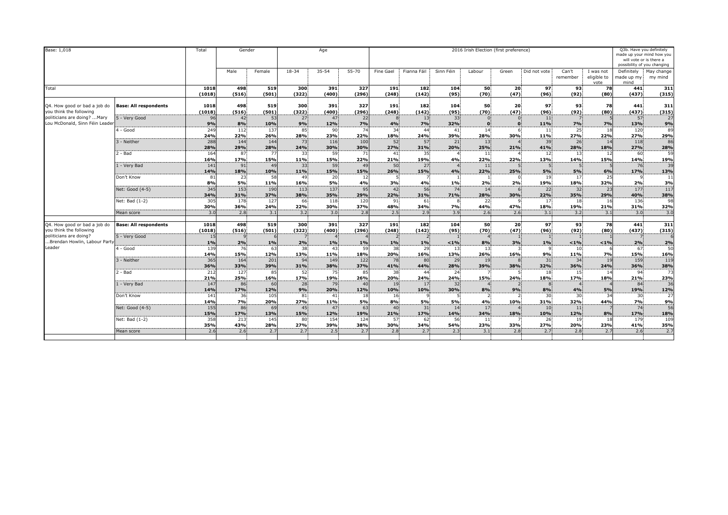| Base: 1,018 | | Total | Gender | | Age | | | 2016 Irish Election (first preference) | | | | | | | | Q3b. Have you definitely made up your mind how you will vote or is there a possibility of you changing | |
|---|---|---|---|---|---|---|---|---|---|---|---|---|---|---|---|---|---|
| | | | Male | Female | 18-34 | 35-54 | 55-70 | Fine Gael | Fianna Fáil | Sinn Féin | Labour | Green | Did not vote | Can't remember | I was not eligible to vote | Definitely made up my mind | May change my mind |
| Total | | 1018 (1018) | 498 (516) | 519 (501) | 300 (322) | 391 (400) | 327 (296) | 191 (248) | 182 (142) | 104 (95) | 50 (70) | 20 (47) | 97 (96) | 93 (92) | 78 (80) | 441 (437) | 311 (315) |
| Q4. How good or bad a job do you think the following politicians are doing? ...Mary Lou McDonald, Sinn Féin Leader | **Base: All respondents** | 1018 (1018) | 498 (516) | 519 (501) | 300 (322) | 391 (400) | 327 (296) | 191 (248) | 182 (142) | 104 (95) | 50 (70) | 20 (47) | 97 (96) | 93 (92) | 78 (80) | 441 (437) | 311 (315) |
| | 5 - Very Good | 96 9% | 42 8% | 53 10% | 27 9% | 47 12% | 22 7% | 8 4% | 13 7% | 33 32% | 0 0 | 0 0 | 11 11% | 7 7% | 5 7% | 57 13% | 27 9% |
| | 4 - Good | 249 24% | 112 22% | 137 26% | 85 28% | 90 23% | 74 22% | 34 18% | 44 24% | 41 39% | 14 28% | 6 30% | 11 11% | 25 27% | 18 22% | 120 27% | 89 29% |
| | 3 - Neither | 288 28% | 144 29% | 144 28% | 73 24% | 116 30% | 100 30% | 52 27% | 57 31% | 21 20% | 13 25% | 4 21% | 39 41% | 26 28% | 14 18% | 118 27% | 86 28% |
| | 2 - Bad | 164 16% | 87 17% | 77 15% | 33 11% | 59 15% | 71 22% | 41 21% | 35 19% | 4 4% | 11 22% | 4 22% | 12 13% | 13 14% | 12 15% | 60 14% | 59 19% |
| | 1 - Very Bad | 141 14% | 91 18% | 49 10% | 33 11% | 59 15% | 49 15% | 50 26% | 27 15% | 4 4% | 11 22% | 5 25% | 5 5% | 5 5% | 5 6% | 76 17% | 39 13% |
| | Don't Know | 81 8% | 23 5% | 58 11% | 49 16% | 20 5% | 12 4% | 5 3% | 7 4% | 1 1% | 1 2% | 0 2% | 19 19% | 17 18% | 25 32% | 9 2% | 11 3% |
| | Net: Good (4-5) | 345 34% | 153 31% | 190 37% | 113 38% | 137 35% | 95 29% | 42 22% | 56 31% | 74 71% | 14 28% | 6 30% | 22 22% | 32 35% | 23 29% | 177 40% | 117 38% |
| | Net: Bad (1-2) | 305 30% | 178 36% | 127 24% | 66 22% | 118 30% | 120 37% | 91 48% | 61 34% | 8 7% | 22 44% | 9 47% | 17 18% | 18 19% | 16 21% | 136 31% | 98 32% |
| | Mean score | 3.0 | 2.8 | 3.1 | 3.2 | 3.0 | 2.8 | 2.5 | 2.9 | 3.9 | 2.6 | 2.6 | 3.1 | 3.2 | 3.1 | 3.0 | 3.0 |
| Q4. How good or bad a job do you think the following politicians are doing? ...Brendan Howlin, Labour Party Leader | **Base: All respondents** | 1018 (1018) | 498 (516) | 519 (501) | 300 (322) | 391 (400) | 327 (296) | 191 (248) | 182 (142) | 104 (95) | 50 (70) | 20 (47) | 97 (96) | 93 (92) | 78 (80) | 441 (437) | 311 (315) |
| | 5 - Very Good | 15 1% | 9 2% | 6 1% | 7 2% | 4 1% | 4 1% | 2 1% | 2 1% | 1 <1% | 4 8% | 1 3% | 1 1% | 1 <1% | 1 <1% | 7 2% | 6 2% |
| | 4 - Good | 139 14% | 76 15% | 63 12% | 38 13% | 43 11% | 59 18% | 38 20% | 29 16% | 13 13% | 13 26% | 3 16% | 9 9% | 10 11% | 6 7% | 67 15% | 50 16% |
| | 3 - Neither | 365 36% | 164 33% | 201 39% | 94 31% | 149 38% | 122 37% | 78 41% | 80 44% | 29 28% | 19 39% | 8 38% | 31 32% | 34 36% | 19 24% | 159 36% | 119 38% |
| | 2 - Bad | 212 21% | 127 25% | 85 16% | 52 17% | 75 19% | 85 26% | 38 20% | 44 24% | 24 24% | 7 15% | 5 24% | 18 18% | 15 17% | 14 18% | 94 21% | 73 23% |
| | 1 - Very Bad | 147 14% | 86 17% | 60 12% | 28 9% | 79 20% | 40 12% | 19 10% | 17 10% | 32 30% | 4 8% | 2 9% | 8 8% | 4 4% | 4 5% | 84 19% | 36 12% |
| | Don't Know | 141 14% | 36 7% | 105 20% | 81 27% | 41 11% | 18 5% | 16 8% | 9 5% | 5 5% | 2 4% | 2 10% | 30 31% | 30 32% | 34 44% | 30 7% | 27 9% |
| | Net: Good (4-5) | 155 15% | 86 17% | 69 13% | 45 15% | 47 12% | 63 19% | 40 21% | 31 17% | 14 14% | 17 34% | 4 18% | 10 10% | 11 12% | 7 8% | 74 17% | 56 18% |
| | Net: Bad (1-2) | 358 35% | 213 43% | 145 28% | 80 27% | 154 39% | 124 38% | 57 30% | 62 34% | 56 54% | 11 23% | 7 33% | 26 27% | 19 20% | 18 23% | 179 41% | 109 35% |
| | Mean score | 2.6 | 2.6 | 2.7 | 2.7 | 2.5 | 2.7 | 2.8 | 2.7 | 2.3 | 3.1 | 2.8 | 2.7 | 2.8 | 2.7 | 2.6 | 2.7 |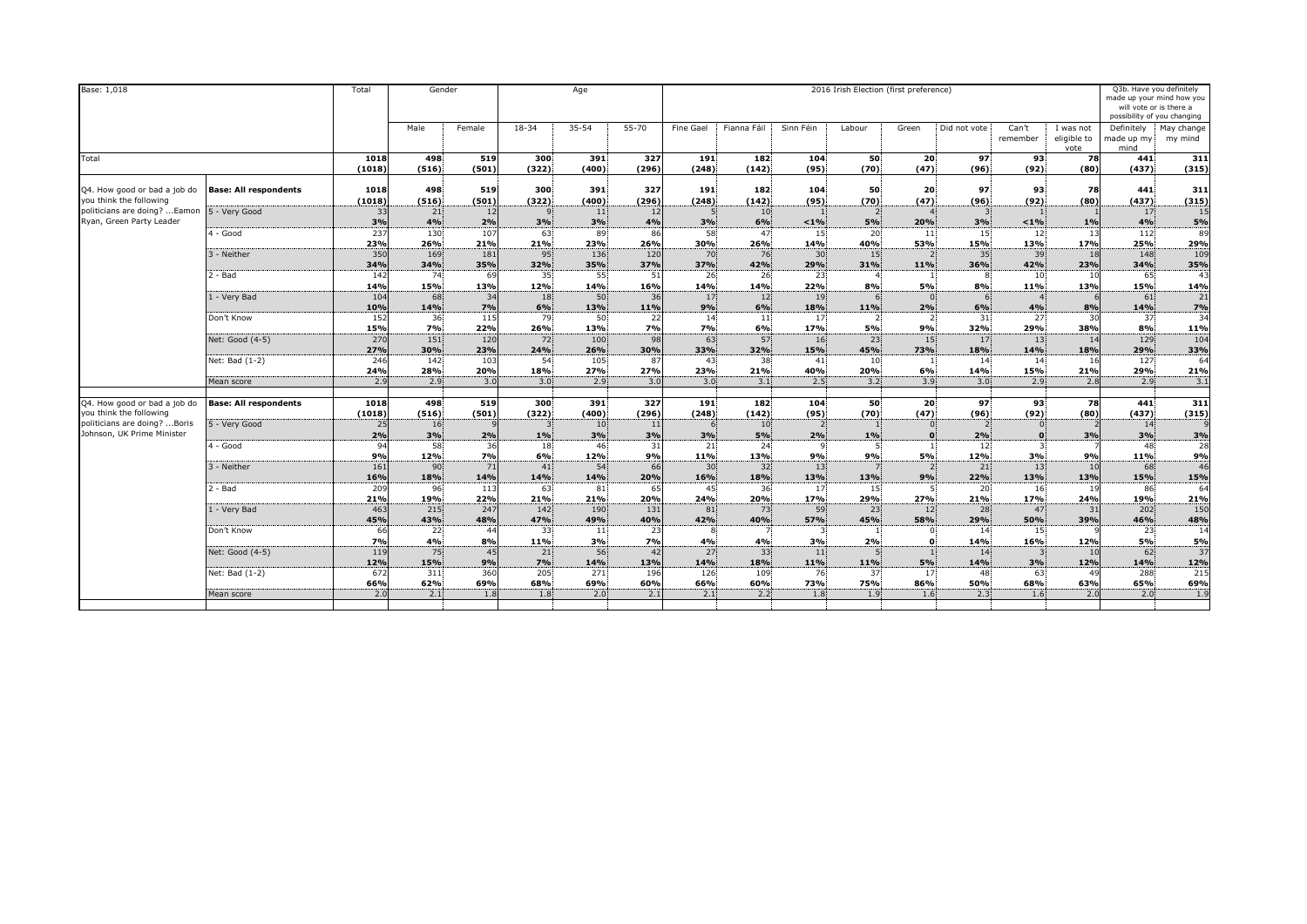| Base: 1,018 | | Total | Gender | | Age | | | 2016 Irish Election (first preference) | | | | | | | | Q3b. Have you definitely made up your mind how you will vote or is there a possibility of you changing | |
|---|---|---|---|---|---|---|---|---|---|---|---|---|---|---|---|---|---|
| | | | Male | Female | 18-34 | 35-54 | 55-70 | Fine Gael | Fianna Fáil | Sinn Féin | Labour | Green | Did not vote | Can't remember | I was not eligible to vote | Definitely made up my mind | May change my mind |
| Total | | 1018 (1018) | 498 (516) | 519 (501) | 300 (322) | 391 (400) | 327 (296) | 191 (248) | 182 (142) | 104 (95) | 50 (70) | 20 (47) | 97 (96) | 93 (92) | 78 (80) | 441 (437) | 311 (315) |
| Q4. How good or bad a job do you think the following politicians are doing? ...Eamon Ryan, Green Party Leader | **Base: All respondents** | 1018 (1018) | 498 (516) | 519 (501) | 300 (322) | 391 (400) | 327 (296) | 191 (248) | 182 (142) | 104 (95) | 50 (70) | 20 (47) | 97 (96) | 93 (92) | 78 (80) | 441 (437) | 311 (315) |
| | 5 - Very Good | 33 3% | 21 4% | 12 2% | 9 3% | 11 3% | 12 4% | 5 3% | 10 6% | 1 <1% | 2 5% | 4 20% | 3 3% | 1 <1% | 1 1% | 17 4% | 15 5% |
| | 4 - Good | 237 23% | 130 26% | 107 21% | 63 21% | 89 23% | 86 26% | 58 30% | 47 26% | 15 14% | 20 40% | 11 53% | 15 15% | 12 13% | 13 17% | 112 25% | 89 29% |
| | 3 - Neither | 350 34% | 169 34% | 181 35% | 95 32% | 136 35% | 120 37% | 70 37% | 76 42% | 30 29% | 15 31% | 2 11% | 35 36% | 39 42% | 18 23% | 148 34% | 109 35% |
| | 2 - Bad | 142 14% | 74 15% | 69 13% | 35 12% | 55 14% | 51 16% | 26 14% | 26 14% | 23 22% | 4 8% | 1 5% | 8 8% | 10 11% | 10 13% | 65 15% | 43 14% |
| | 1 - Very Bad | 104 10% | 68 14% | 34 7% | 18 6% | 50 13% | 36 11% | 17 9% | 12 6% | 19 18% | 6 11% | 0 2% | 6 6% | 4 4% | 6 8% | 61 14% | 21 7% |
| | Don't Know | 152 15% | 36 7% | 115 22% | 79 26% | 50 13% | 22 7% | 14 7% | 11 6% | 17 17% | 2 5% | 2 9% | 31 32% | 27 29% | 30 38% | 37 8% | 34 11% |
| | Net: Good (4-5) | 270 27% | 151 30% | 120 23% | 72 24% | 100 26% | 98 30% | 63 33% | 57 32% | 16 15% | 23 45% | 15 73% | 17 18% | 13 14% | 14 18% | 129 29% | 104 33% |
| | Net: Bad (1-2) | 246 24% | 142 28% | 103 20% | 54 18% | 105 27% | 87 27% | 43 23% | 38 21% | 41 40% | 10 20% | 1 6% | 14 14% | 14 15% | 16 21% | 127 29% | 64 21% |
| | Mean score | 2.9 | 2.9 | 3.0 | 3.0 | 2.9 | 3.0 | 3.0 | 3.1 | 2.5 | 3.2 | 3.9 | 3.0 | 2.9 | 2.8 | 2.9 | 3.1 |
| Q4. How good or bad a job do you think the following politicians are doing? ...Boris Johnson, UK Prime Minister | **Base: All respondents** | 1018 (1018) | 498 (516) | 519 (501) | 300 (322) | 391 (400) | 327 (296) | 191 (248) | 182 (142) | 104 (95) | 50 (70) | 20 (47) | 97 (96) | 93 (92) | 78 (80) | 441 (437) | 311 (315) |
| | 5 - Very Good | 25 2% | 16 3% | 9 2% | 3 1% | 10 3% | 11 3% | 6 3% | 10 5% | 2 2% | 1 1% | 0 0 | 2 2% | 0 0 | 2 3% | 14 3% | 9 3% |
| | 4 - Good | 94 9% | 58 12% | 36 7% | 18 6% | 46 12% | 31 9% | 21 11% | 24 13% | 9 9% | 5 9% | 1 5% | 12 12% | 3 3% | 7 9% | 48 11% | 28 9% |
| | 3 - Neither | 161 16% | 90 18% | 71 14% | 41 14% | 54 14% | 66 20% | 30 16% | 32 18% | 13 13% | 7 13% | 2 9% | 21 22% | 13 13% | 10 13% | 68 15% | 46 15% |
| | 2 - Bad | 209 21% | 96 19% | 113 22% | 63 21% | 81 21% | 65 20% | 45 24% | 36 20% | 17 17% | 15 29% | 5 27% | 20 21% | 16 17% | 19 24% | 86 19% | 64 21% |
| | 1 - Very Bad | 463 45% | 215 43% | 247 48% | 142 47% | 190 49% | 131 40% | 81 42% | 73 40% | 59 57% | 23 45% | 12 58% | 28 29% | 47 50% | 31 39% | 202 46% | 150 48% |
| | Don't Know | 66 7% | 22 4% | 44 8% | 33 11% | 11 3% | 23 7% | 8 4% | 7 4% | 3 3% | 1 2% | 0 0 | 14 14% | 15 16% | 9 12% | 23 5% | 14 5% |
| | Net: Good (4-5) | 119 12% | 75 15% | 45 9% | 21 7% | 56 14% | 42 13% | 27 14% | 33 18% | 11 11% | 5 11% | 1 5% | 14 14% | 3 3% | 10 12% | 62 14% | 37 12% |
| | Net: Bad (1-2) | 672 66% | 311 62% | 360 69% | 205 68% | 271 69% | 196 60% | 126 66% | 109 60% | 76 73% | 37 75% | 17 86% | 48 50% | 63 68% | 49 63% | 288 65% | 215 69% |
| | Mean score | 2.0 | 2.1 | 1.8 | 1.8 | 2.0 | 2.1 | 2.1 | 2.2 | 1.8 | 1.9 | 1.6 | 2.3 | 1.6 | 2.0 | 2.0 | 1.9 |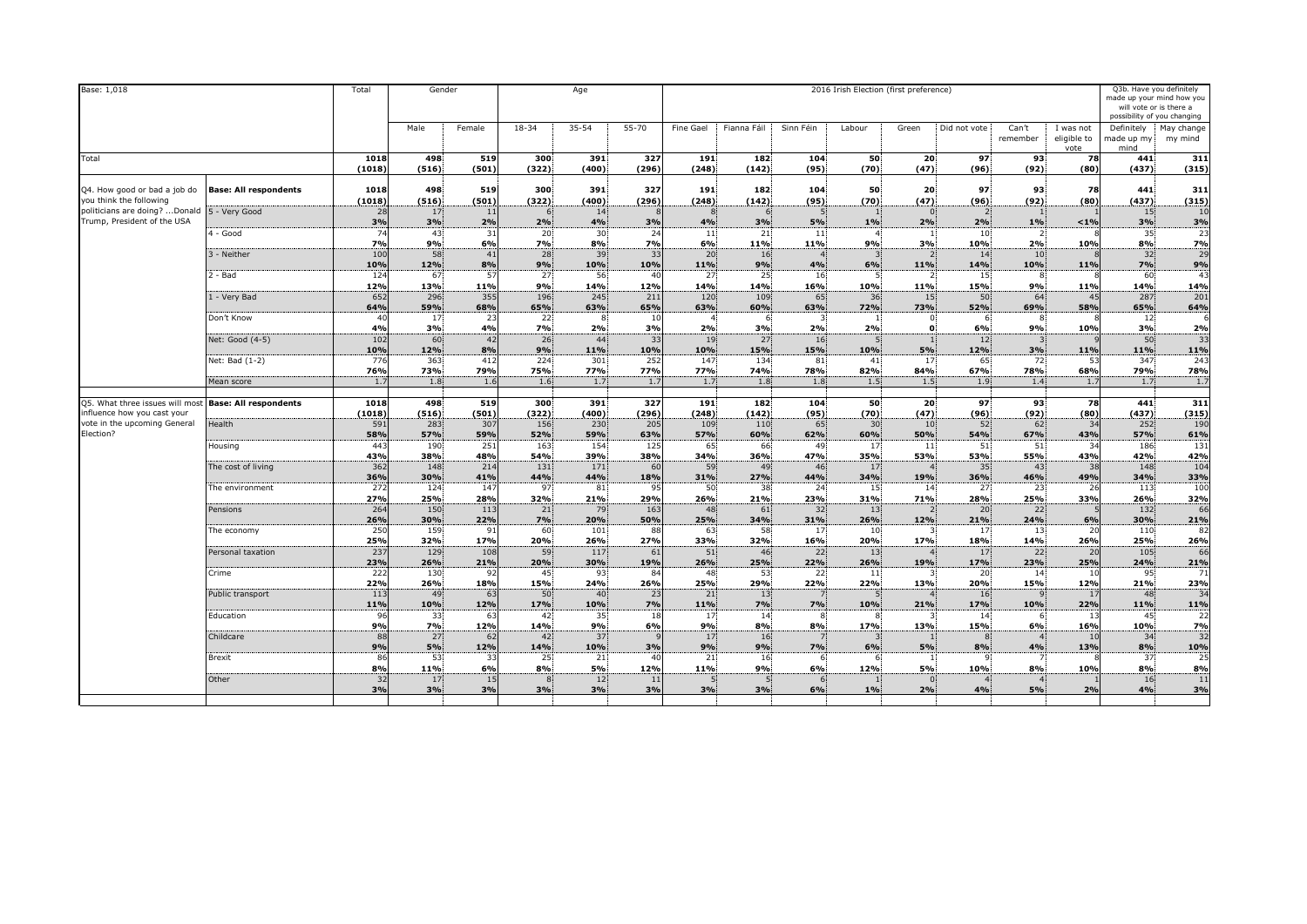| Base: 1,018 | | Total | Gender | | Age | | | 2016 Irish Election (first preference) | | | | | | | | Q3b. Have you definitely made up your mind how you will vote or is there a possibility of you changing | |
|---|---|---|---|---|---|---|---|---|---|---|---|---|---|---|---|---|---|
| | | | Male | Female | 18-34 | 35-54 | 55-70 | Fine Gael | Fianna Fáil | Sinn Féin | Labour | Green | Did not vote | Can't remember | I was not eligible to vote | Definitely made up my mind | May change my mind |
| Total | | 1018 (1018) | 498 (516) | 519 (501) | 300 (322) | 391 (400) | 327 (296) | 191 (248) | 182 (142) | 104 (95) | 50 (70) | 20 (47) | 97 (96) | 93 (92) | 78 (80) | 441 (437) | 311 (315) |
| Q4. How good or bad a job do you think the following politicians are doing? ...Donald Trump, President of the USA | Base: All respondents | 1018 (1018) | 498 (516) | 519 (501) | 300 (322) | 391 (400) | 327 (296) | 191 (248) | 182 (142) | 104 (95) | 50 (70) | 20 (47) | 97 (96) | 93 (92) | 78 (80) | 441 (437) | 311 (315) |
| | 5 - Very Good | 28 3% | 17 3% | 11 2% | 6 2% | 14 4% | 8 3% | 8 4% | 6 3% | 5 5% | 1 1% | 0 2% | 2 2% | 1 1% | 1 <1% | 15 3% | 10 3% |
| | 4 - Good | 74 7% | 43 9% | 31 6% | 20 7% | 30 8% | 24 7% | 11 6% | 21 11% | 11 11% | 4 9% | 1 3% | 10 10% | 2 2% | 8 10% | 35 8% | 23 7% |
| | 3 - Neither | 100 10% | 58 12% | 41 8% | 28 9% | 39 10% | 33 10% | 20 11% | 16 9% | 4 4% | 3 6% | 2 11% | 14 14% | 10 10% | 8 11% | 32 7% | 29 9% |
| | 2 - Bad | 124 12% | 67 13% | 57 11% | 27 9% | 56 14% | 40 12% | 27 14% | 25 14% | 16 16% | 5 10% | 2 11% | 15 15% | 8 9% | 8 11% | 60 14% | 43 14% |
| | 1 - Very Bad | 652 64% | 296 59% | 355 68% | 196 65% | 245 63% | 211 65% | 120 63% | 109 60% | 65 63% | 36 72% | 15 73% | 50 52% | 64 69% | 45 58% | 287 65% | 201 64% |
| | Don't Know | 40 4% | 17 3% | 23 4% | 22 7% | 8 2% | 10 3% | 4 2% | 6 3% | 3 2% | 1 2% | 0 0 | 6 6% | 8 9% | 8 10% | 12 3% | 6 2% |
| | Net: Good (4-5) | 102 10% | 60 12% | 42 8% | 26 9% | 44 11% | 33 10% | 19 10% | 27 15% | 16 15% | 5 10% | 1 5% | 12 12% | 3 3% | 9 11% | 50 11% | 33 11% |
| | Net: Bad (1-2) | 776 76% | 363 73% | 412 79% | 224 75% | 301 77% | 252 77% | 147 77% | 134 74% | 81 78% | 41 82% | 17 84% | 65 67% | 72 78% | 53 68% | 347 79% | 243 78% |
| | Mean score | 1.7 | 1.8 | 1.6 | 1.6 | 1.7 | 1.7 | 1.7 | 1.8 | 1.8 | 1.5 | 1.5 | 1.9 | 1.4 | 1.7 | 1.7 | 1.7 |
| Q5. What three issues will most influence how you cast your vote in the upcoming General Election? | Base: All respondents | 1018 (1018) | 498 (516) | 519 (501) | 300 (322) | 391 (400) | 327 (296) | 191 (248) | 182 (142) | 104 (95) | 50 (70) | 20 (47) | 97 (96) | 93 (92) | 78 (80) | 441 (437) | 311 (315) |
| | Health | 591 58% | 283 57% | 307 59% | 156 52% | 230 59% | 205 63% | 109 57% | 110 60% | 65 62% | 30 60% | 10 50% | 52 54% | 62 67% | 34 43% | 252 57% | 190 61% |
| | Housing | 443 43% | 190 38% | 251 48% | 163 54% | 154 39% | 125 38% | 65 34% | 66 36% | 49 47% | 17 35% | 11 53% | 51 53% | 51 55% | 34 43% | 186 42% | 131 42% |
| | The cost of living | 362 36% | 148 30% | 214 41% | 131 44% | 171 44% | 60 18% | 59 31% | 49 27% | 46 44% | 17 34% | 4 19% | 35 36% | 43 46% | 38 49% | 148 34% | 104 33% |
| | The environment | 272 27% | 124 25% | 147 28% | 97 32% | 81 21% | 95 29% | 50 26% | 38 21% | 24 23% | 15 31% | 14 71% | 27 28% | 23 25% | 26 33% | 113 26% | 100 32% |
| | Pensions | 264 26% | 150 30% | 113 22% | 21 7% | 79 20% | 163 50% | 48 25% | 61 34% | 32 31% | 13 26% | 2 12% | 20 21% | 22 24% | 5 6% | 132 30% | 66 21% |
| | The economy | 250 25% | 159 32% | 91 17% | 60 20% | 101 26% | 88 27% | 63 33% | 58 32% | 17 16% | 10 20% | 3 17% | 17 18% | 13 14% | 20 26% | 110 25% | 82 26% |
| | Personal taxation | 237 23% | 129 26% | 108 21% | 59 20% | 117 30% | 61 19% | 51 26% | 46 25% | 22 22% | 13 26% | 4 19% | 17 17% | 22 23% | 20 25% | 105 24% | 66 21% |
| | Crime | 222 22% | 130 26% | 92 18% | 45 15% | 93 24% | 84 26% | 48 25% | 53 29% | 22 22% | 11 22% | 3 13% | 20 20% | 14 15% | 10 12% | 95 21% | 71 23% |
| | Public transport | 113 11% | 49 10% | 63 12% | 50 17% | 40 10% | 23 7% | 21 11% | 13 7% | 7 7% | 5 10% | 4 21% | 16 17% | 9 10% | 17 22% | 48 11% | 34 11% |
| | Education | 96 9% | 33 7% | 63 12% | 42 14% | 35 9% | 18 6% | 17 9% | 14 8% | 8 8% | 8 17% | 3 13% | 14 15% | 6 6% | 13 16% | 45 10% | 22 7% |
| | Childcare | 88 9% | 27 5% | 62 12% | 42 14% | 37 10% | 9 3% | 17 9% | 16 9% | 7 7% | 3 6% | 1 5% | 8 8% | 4 4% | 10 13% | 34 8% | 32 10% |
| | Brexit | 86 8% | 53 11% | 33 6% | 25 8% | 21 5% | 40 12% | 21 11% | 16 9% | 6 6% | 6 12% | 1 5% | 9 10% | 7 8% | 8 10% | 37 8% | 25 8% |
| | Other | 32 3% | 17 3% | 15 3% | 8 3% | 12 3% | 11 3% | 5 3% | 5 3% | 6 6% | 1 1% | 0 2% | 4 4% | 4 5% | 1 2% | 16 4% | 11 3% |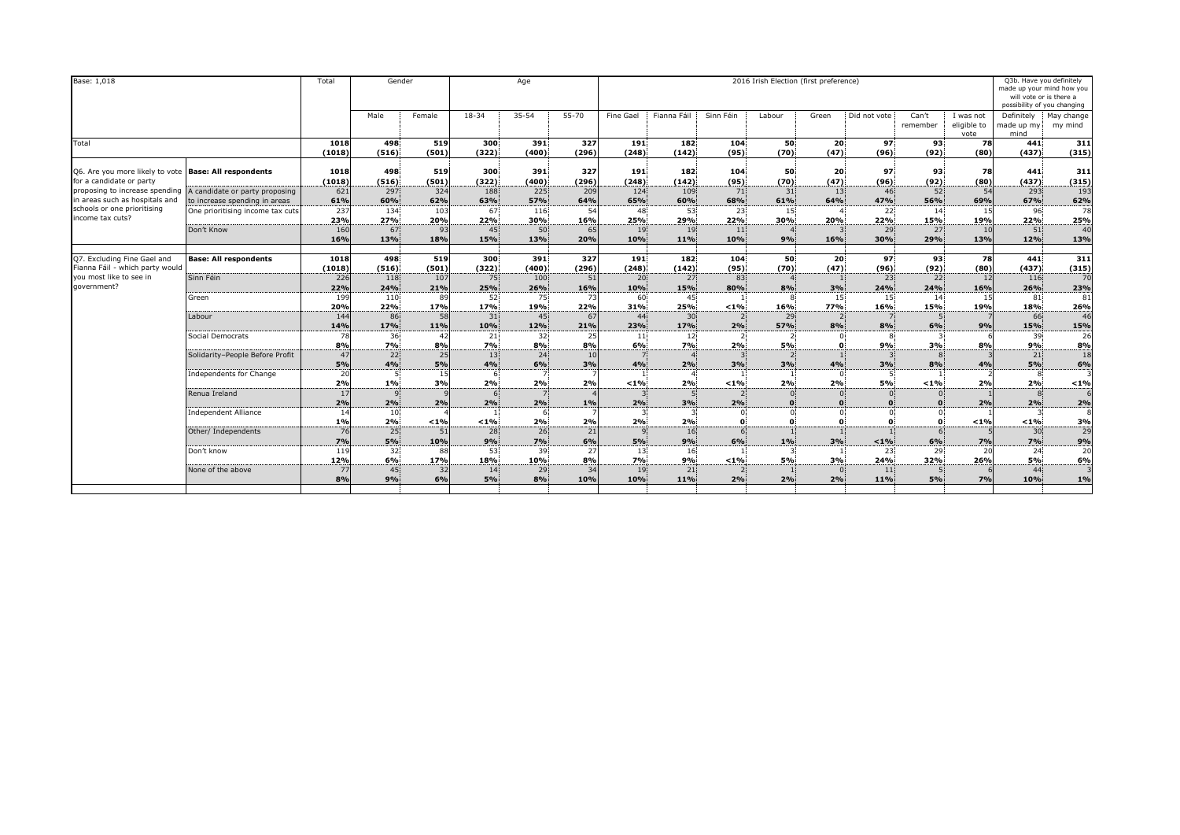| Base: 1,018 | | Total | Gender | | Age | | | 2016 Irish Election (first preference) | | | | | | | | Q3b. Have you definitely made up your mind how you will vote or is there a possibility of you changing | |
|---|---|---|---|---|---|---|---|---|---|---|---|---|---|---|---|---|---|
| | | | Male | Female | 18-34 | 35-54 | 55-70 | Fine Gael | Fianna Fáil | Sinn Féin | Labour | Green | Did not vote | Can't remember | I was not eligible to vote | Definitely made up my mind | May change my mind |
| Total | | 1018 (1018) | 498 (516) | 519 (501) | 300 (322) | 391 (400) | 327 (296) | 191 (248) | 182 (142) | 104 (95) | 50 (70) | 20 (47) | 97 (96) | 93 (92) | 78 (80) | 441 (437) | 311 (315) |
| Q6. Are you more likely to vote for a candidate or party proposing to increase spending in areas such as hospitals and schools or one prioritising income tax cuts? | **Base: All respondents** | 1018 (1018) | 498 (516) | 519 (501) | 300 (322) | 391 (400) | 327 (296) | 191 (248) | 182 (142) | 104 (95) | 50 (70) | 20 (47) | 97 (96) | 93 (92) | 78 (80) | 441 (437) | 311 (315) |
| | A candidate or party proposing to increase spending in areas | 621 61% | 297 60% | 324 62% | 188 63% | 225 57% | 209 64% | 124 65% | 109 60% | 71 68% | 31 61% | 13 64% | 46 47% | 52 56% | 54 69% | 293 67% | 193 62% |
| | One prioritising income tax cuts | 237 23% | 134 27% | 103 20% | 67 22% | 116 30% | 54 16% | 48 25% | 53 29% | 23 22% | 15 30% | 4 20% | 22 22% | 14 15% | 15 19% | 96 22% | 78 25% |
| | Don't Know | 160 16% | 67 13% | 93 18% | 45 15% | 50 13% | 65 20% | 19 10% | 19 11% | 11 10% | 4 9% | 3 16% | 29 30% | 27 29% | 10 13% | 51 12% | 40 13% |
| Q7. Excluding Fine Gael and Fianna Fáil - which party would you most like to see in government? | **Base: All respondents** | 1018 (1018) | 498 (516) | 519 (501) | 300 (322) | 391 (400) | 327 (296) | 191 (248) | 182 (142) | 104 (95) | 50 (70) | 20 (47) | 97 (96) | 93 (92) | 78 (80) | 441 (437) | 311 (315) |
| | Sinn Féin | 226 22% | 118 24% | 107 21% | 75 25% | 100 26% | 51 16% | 20 10% | 27 15% | 83 80% | 4 8% | 1 3% | 23 24% | 22 24% | 12 16% | 116 26% | 70 23% |
| | Green | 199 20% | 110 22% | 89 17% | 52 17% | 75 19% | 73 22% | 60 31% | 45 25% | 1 <1% | 8 16% | 15 77% | 15 16% | 14 15% | 15 19% | 81 18% | 81 26% |
| | Labour | 144 14% | 86 17% | 58 11% | 31 10% | 45 12% | 67 21% | 44 23% | 30 17% | 2 2% | 29 57% | 2 8% | 7 8% | 5 6% | 7 9% | 66 15% | 46 15% |
| | Social Democrats | 78 8% | 36 7% | 42 8% | 21 7% | 32 8% | 25 8% | 11 6% | 12 7% | 2 2% | 2 5% | 0 0 | 8 9% | 3 3% | 6 8% | 39 9% | 26 8% |
| | Solidarity–People Before Profit | 47 5% | 22 4% | 25 5% | 13 4% | 24 6% | 10 3% | 7 4% | 4 2% | 3 3% | 2 3% | 1 4% | 3 3% | 8 8% | 3 4% | 21 5% | 18 6% |
| | Independents for Change | 20 2% | 5 1% | 15 3% | 6 2% | 7 2% | 7 2% | 1 <1% | 4 2% | 1 <1% | 1 2% | 0 2% | 5 5% | 1 <1% | 2 2% | 8 2% | 3 <1% |
| | Renua Ireland | 17 2% | 9 2% | 9 2% | 6 2% | 7 2% | 4 1% | 3 2% | 5 3% | 2 2% | 0 0 | 0 0 | 0 0 | 0 0 | 1 2% | 8 2% | 6 2% |
| | Independent Alliance | 14 1% | 10 2% | 4 <1% | 1 <1% | 6 2% | 7 2% | 3 2% | 3 2% | 0 0 | 0 0 | 0 0 | 0 0 | 0 0 | 1 <1% | 3 <1% | 8 3% |
| | Other/ Independents | 76 7% | 25 5% | 51 10% | 28 9% | 26 7% | 21 6% | 9 5% | 16 9% | 6 6% | 1 1% | 1 3% | 1 <1% | 6 6% | 5 7% | 30 7% | 29 9% |
| | Don't know | 119 12% | 32 6% | 88 17% | 53 18% | 39 10% | 27 8% | 13 7% | 16 9% | 1 <1% | 3 5% | 1 3% | 23 24% | 29 32% | 20 26% | 24 5% | 20 6% |
| | None of the above | 77 8% | 45 9% | 32 6% | 14 5% | 29 8% | 34 10% | 19 10% | 21 11% | 2 2% | 1 2% | 0 2% | 11 11% | 5 5% | 6 7% | 44 10% | 3 1% |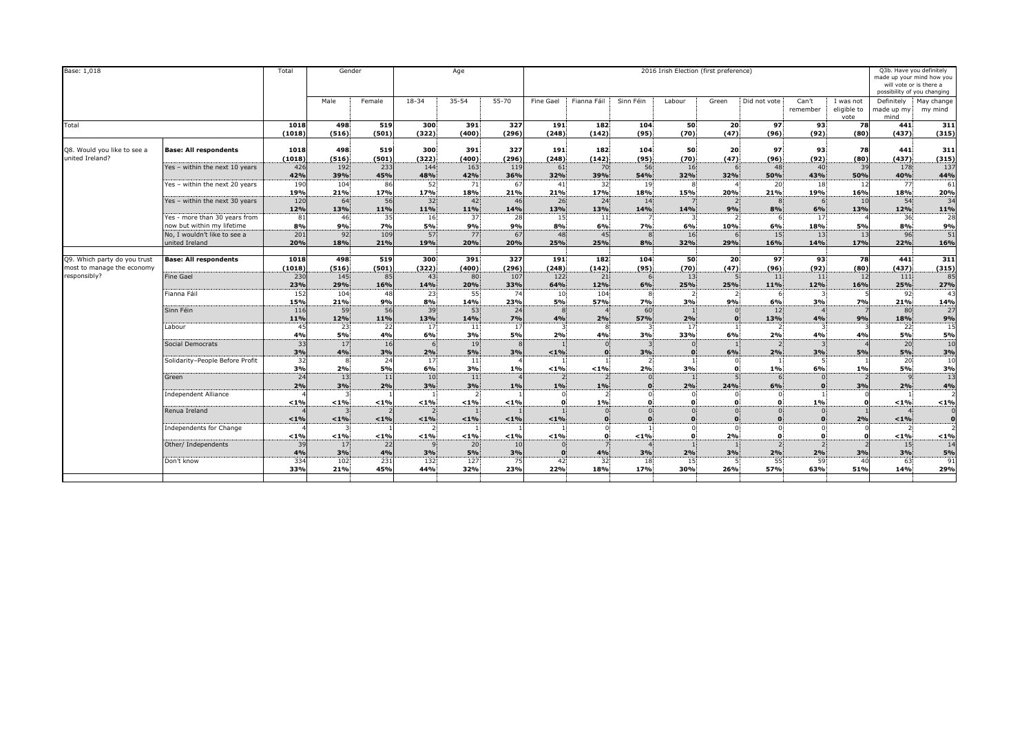| Base: 1,018 | | Total | Gender | | Age | | | 2016 Irish Election (first preference) | | | | | | | | Q3b. Have you definitely made up your mind how you will vote or is there a possibility of you changing | |
|---|---|---|---|---|---|---|---|---|---|---|---|---|---|---|---|---|---|
| | | | Male | Female | 18-34 | 35-54 | 55-70 | Fine Gael | Fianna Fáil | Sinn Féin | Labour | Green | Did not vote | Can't remember | I was not eligible to vote | Definitely made up my mind | May change my mind |
| Total | | 1018 (1018) | 498 (516) | 519 (501) | 300 (322) | 391 (400) | 327 (296) | 191 (248) | 182 (142) | 104 (95) | 50 (70) | 20 (47) | 97 (96) | 93 (92) | 78 (80) | 441 (437) | 311 (315) |
| Q8. Would you like to see a united Ireland? | **Base: All respondents** | 1018 (1018) | 498 (516) | 519 (501) | 300 (322) | 391 (400) | 327 (296) | 191 (248) | 182 (142) | 104 (95) | 50 (70) | 20 (47) | 97 (96) | 93 (92) | 78 (80) | 441 (437) | 311 (315) |
| | Yes – within the next 10 years | 426 42% | 192 39% | 233 45% | 144 48% | 163 42% | 119 36% | 61 32% | 70 39% | 56 54% | 16 32% | 6 32% | 48 50% | 40 43% | 39 50% | 178 40% | 137 44% |
| | Yes – within the next 20 years | 190 19% | 104 21% | 86 17% | 52 17% | 71 18% | 67 21% | 41 21% | 32 17% | 19 18% | 8 15% | 4 20% | 20 21% | 18 19% | 12 16% | 77 18% | 61 20% |
| | Yes – within the next 30 years | 120 12% | 64 13% | 56 11% | 32 11% | 42 11% | 46 14% | 26 13% | 24 13% | 14 14% | 7 14% | 2 9% | 8 8% | 6 6% | 10 13% | 54 12% | 34 11% |
| | Yes - more than 30 years from now but within my lifetime | 81 8% | 46 9% | 35 7% | 16 5% | 37 9% | 28 9% | 15 8% | 11 6% | 7 7% | 3 6% | 2 10% | 6 6% | 17 18% | 4 5% | 36 8% | 28 9% |
| | No, I wouldn't like to see a united Ireland | 201 20% | 92 18% | 109 21% | 57 19% | 77 20% | 67 20% | 48 25% | 45 25% | 8 8% | 16 32% | 6 29% | 15 16% | 13 14% | 13 17% | 96 22% | 51 16% |
| Q9. Which party do you trust most to manage the economy responsibly? | **Base: All respondents** | 1018 (1018) | 498 (516) | 519 (501) | 300 (322) | 391 (400) | 327 (296) | 191 (248) | 182 (142) | 104 (95) | 50 (70) | 20 (47) | 97 (96) | 93 (92) | 78 (80) | 441 (437) | 311 (315) |
| | Fine Gael | 230 23% | 145 29% | 85 16% | 43 14% | 80 20% | 107 33% | 122 64% | 21 12% | 6 6% | 13 25% | 5 25% | 11 11% | 11 12% | 12 16% | 111 25% | 85 27% |
| | Fianna Fáil | 152 15% | 104 21% | 48 9% | 23 8% | 55 14% | 74 23% | 10 5% | 104 57% | 8 7% | 2 3% | 2 9% | 6 6% | 3 3% | 5 7% | 92 21% | 43 14% |
| | Sinn Féin | 116 11% | 59 12% | 56 11% | 39 13% | 53 14% | 24 7% | 8 4% | 4 2% | 60 57% | 1 2% | 0 0 | 12 13% | 4 4% | 7 9% | 80 18% | 27 9% |
| | Labour | 45 4% | 23 5% | 22 4% | 17 6% | 11 3% | 17 5% | 3 2% | 8 4% | 3 3% | 17 33% | 1 6% | 2 2% | 3 4% | 3 4% | 22 5% | 15 5% |
| | Social Democrats | 33 3% | 17 4% | 16 3% | 6 2% | 19 5% | 8 3% | 1 <1% | 0 0 | 3 3% | 0 0 | 1 6% | 2 2% | 3 3% | 4 5% | 20 5% | 10 3% |
| | Solidarity–People Before Profit | 32 3% | 8 2% | 24 5% | 17 6% | 11 3% | 4 1% | 1 <1% | 1 <1% | 2 2% | 1 3% | 0 0 | 1 1% | 5 6% | 1 1% | 20 5% | 10 3% |
| | Green | 24 2% | 13 3% | 11 2% | 10 3% | 11 3% | 4 1% | 2 1% | 2 1% | 0 0 | 1 2% | 5 24% | 6 6% | 0 0 | 2 3% | 9 2% | 13 4% |
| | Independent Alliance | 4 <1% | 3 <1% | 1 <1% | 1 <1% | 2 <1% | 1 <1% | 0 0 | 2 1% | 0 0 | 0 0 | 0 0 | 0 0 | 1 1% | 0 0 | 1 <1% | 2 <1% |
| | Renua Ireland | 4 <1% | 3 <1% | 2 <1% | 2 <1% | 1 <1% | 1 <1% | 1 <1% | 0 0 | 0 0 | 0 0 | 0 0 | 0 0 | 0 0 | 1 2% | 4 <1% | 0 0 |
| | Independents for Change | 4 <1% | 3 <1% | 1 <1% | 2 <1% | 1 <1% | 1 <1% | 1 <1% | 0 0 | 1 <1% | 0 0 | 0 2% | 0 0 | 0 0 | 0 0 | 2 <1% | 2 <1% |
| | Other/ Independents | 39 4% | 17 3% | 22 4% | 9 3% | 20 5% | 10 3% | 0 0 | 7 4% | 4 3% | 1 2% | 1 3% | 2 2% | 2 2% | 2 3% | 15 3% | 14 5% |
| | Don't know | 334 33% | 102 21% | 231 45% | 132 44% | 127 32% | 75 23% | 42 22% | 32 18% | 18 17% | 15 30% | 5 26% | 55 57% | 59 63% | 40 51% | 63 14% | 91 29% |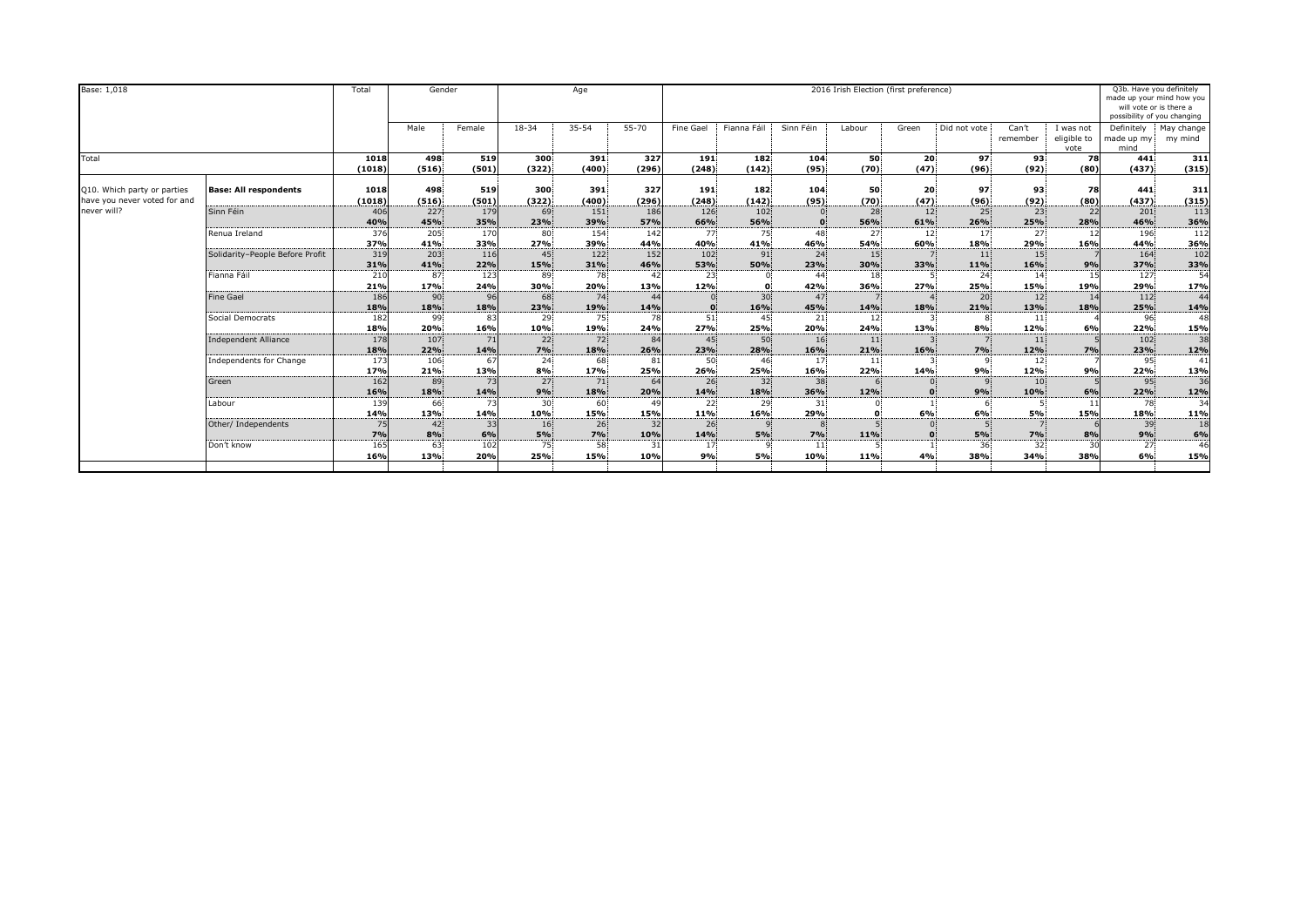| Base: 1,018 | | Total | Gender | | Age | | | 2016 Irish Election (first preference) | | | | | | | | Q3b. Have you definitely made up your mind how you will vote or is there a possibility of your changing | |
|---|---|---|---|---|---|---|---|---|---|---|---|---|---|---|---|---|---|
| | | | Male | Female | 18-34 | 35-54 | 55-70 | Fine Gael | Fianna Fáil | Sinn Féin | Labour | Green | Did not vote | Can't remember | I was not eligible to vote | Definitely made up my mind | May change my mind |
| Total | | 1018 (1018) | 498 (516) | 519 (501) | 300 (322) | 391 (400) | 327 (296) | 191 (248) | 182 (142) | 104 (95) | 50 (70) | 20 (47) | 97 (96) | 93 (92) | 78 (80) | 441 (437) | 311 (315) |
| Q10. Which party or parties have you never voted for and never will? | **Base: All respondents** | 1018 (1018) | 498 (516) | 519 (501) | 300 (322) | 391 (400) | 327 (296) | 191 (248) | 182 (142) | 104 (95) | 50 (70) | 20 (47) | 97 (96) | 93 (92) | 78 (80) | 441 (437) | 311 (315) |
| | Sinn Féin | 406 40% | 227 45% | 179 35% | 69 23% | 151 39% | 186 57% | 126 66% | 102 56% | 0 0 | 28 56% | 12 61% | 25 26% | 23 25% | 22 28% | 201 46% | 113 36% |
| | Renua Ireland | 376 37% | 205 41% | 170 33% | 80 27% | 154 39% | 142 44% | 77 40% | 75 41% | 48 46% | 27 54% | 12 60% | 17 18% | 27 29% | 12 16% | 196 44% | 112 36% |
| | Solidarity–People Before Profit | 319 31% | 203 41% | 116 22% | 45 15% | 122 31% | 152 46% | 102 53% | 91 50% | 24 23% | 15 30% | 7 33% | 11 11% | 15 16% | 7 9% | 164 37% | 102 33% |
| | Fianna Fáil | 210 21% | 87 17% | 123 24% | 89 30% | 78 20% | 42 13% | 23 12% | 0 0 | 44 42% | 18 36% | 5 27% | 24 25% | 14 15% | 15 19% | 127 29% | 54 17% |
| | Fine Gael | 186 18% | 90 18% | 96 18% | 68 23% | 74 19% | 44 14% | 0 0 | 30 16% | 47 45% | 7 14% | 4 18% | 20 21% | 12 13% | 14 18% | 112 25% | 44 14% |
| | Social Democrats | 182 18% | 99 20% | 83 16% | 29 10% | 75 19% | 78 24% | 51 27% | 45 25% | 21 20% | 12 24% | 3 13% | 8 8% | 11 12% | 4 6% | 96 22% | 48 15% |
| | Independent Alliance | 178 18% | 107 22% | 71 14% | 22 7% | 72 18% | 84 26% | 45 23% | 50 28% | 16 16% | 11 21% | 3 16% | 7 7% | 11 12% | 5 7% | 102 23% | 38 12% |
| | Independents for Change | 173 17% | 106 21% | 67 13% | 24 8% | 68 17% | 81 25% | 50 26% | 46 25% | 17 16% | 11 22% | 3 14% | 9 9% | 12 12% | 7 9% | 95 22% | 41 13% |
| | Green | 162 16% | 89 18% | 73 14% | 27 9% | 71 18% | 64 20% | 26 14% | 32 18% | 38 36% | 6 12% | 0 0 | 9 9% | 10 10% | 5 6% | 95 22% | 36 12% |
| | Labour | 139 14% | 66 13% | 73 14% | 30 10% | 60 15% | 49 15% | 22 11% | 29 16% | 31 29% | 0 0 | 1 6% | 6 6% | 5 5% | 11 15% | 78 18% | 34 11% |
| | Other/ Independents | 75 7% | 42 8% | 33 6% | 16 5% | 26 7% | 32 10% | 26 14% | 9 5% | 8 7% | 5 11% | 0 0 | 5 5% | 7 7% | 6 8% | 39 9% | 18 6% |
| | Don't know | 165 16% | 63 13% | 102 20% | 75 25% | 58 15% | 31 10% | 17 9% | 9 5% | 11 10% | 5 11% | 1 4% | 36 38% | 32 34% | 30 38% | 27 6% | 46 15% |